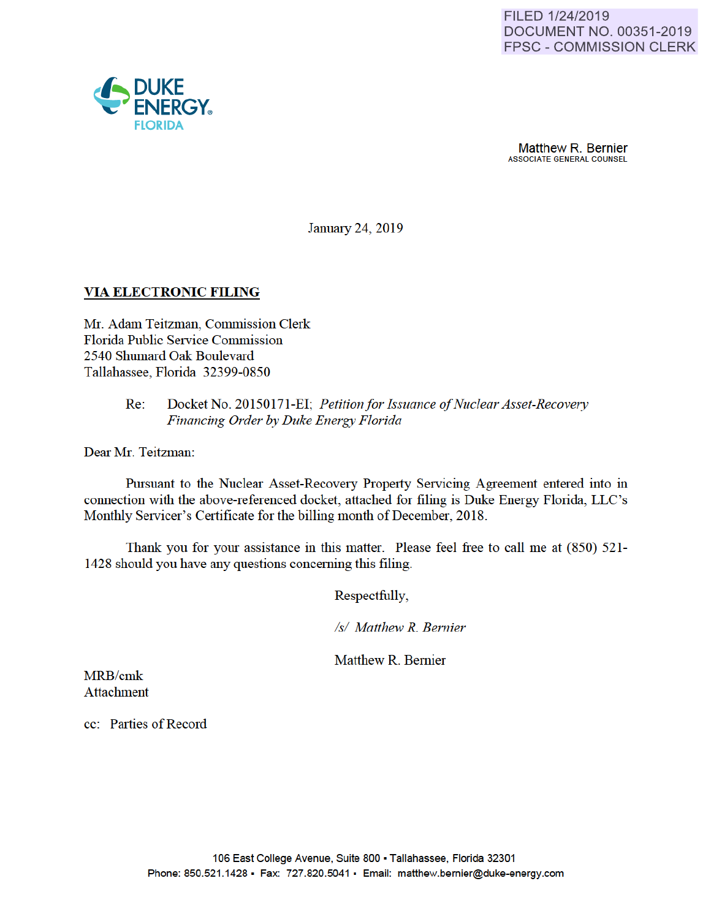FILED 1/24/2019
DOCUMENT NO. 00351-2019
FPSC - COMMISSION CLERK

DUKE ENERGY.
FLORIDA

Matthew R. Bernier
ASSOCIATE GENERAL COUNSEL

January 24, 2019

**VIA ELECTRONIC FILING**

Mr. Adam Teitzman, Commission Clerk
Florida Public Service Commission
2540 Shumard Oak Boulevard
Tallahassee, Florida 32399-0850

Re: Docket No. 20150171-EI; *Petition for Issuance of Nuclear Asset-Recovery Financing Order by Duke Energy Florida*

Dear Mr. Teitzman:

Pursuant to the Nuclear Asset-Recovery Property Servicing Agreement entered into in connection with the above-referenced docket, attached for filing is Duke Energy Florida, LLC's Monthly Servicer's Certificate for the billing month of December, 2018.

Thank you for your assistance in this matter. Please feel free to call me at (850) 521-1428 should you have any questions concerning this filing.

Respectfully,

*/s/ Matthew R. Bernier*

Matthew R. Bernier

MRB/cmk
Attachment

cc: Parties of Record

106 East College Avenue, Suite 800 ▪ Tallahassee, Florida 32301
Phone: 850.521.1428 ▪ Fax: 727.820.5041 ▪ Email: matthew.bernier@duke-energy.com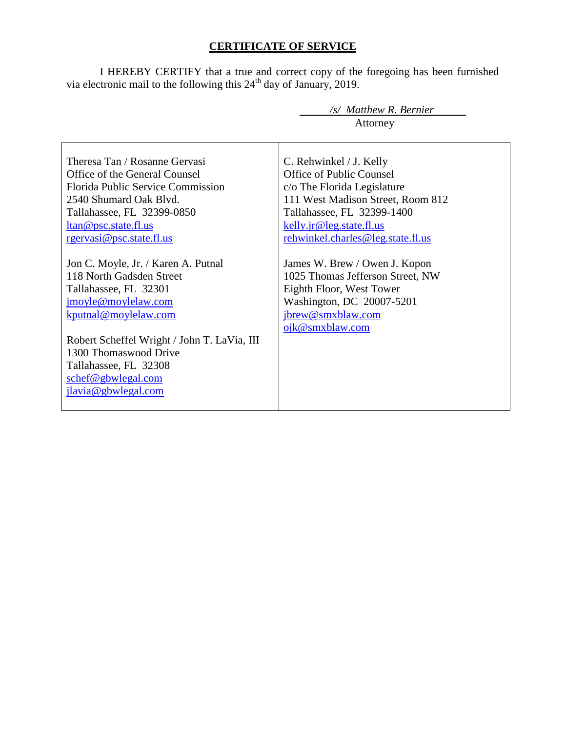## **CERTIFICATE OF SERVICE**

I HEREBY CERTIFY that a true and correct copy of the foregoing has been furnished via electronic mail to the following this 24th day of January, 2019.

*/s/ Matthew R. Bernier*
Attorney

| | |
|---|---|
| Theresa Tan / Rosanne Gervasi<br>Office of the General Counsel<br>Florida Public Service Commission<br>2540 Shumard Oak Blvd.<br>Tallahassee, FL 32399-0850<br>ltan@psc.state.fl.us<br>rgervasi@psc.state.fl.us<br><br>Jon C. Moyle, Jr. / Karen A. Putnal<br>118 North Gadsden Street<br>Tallahassee, FL 32301<br>jmoyle@moylelaw.com<br>kputnal@moylelaw.com<br><br>Robert Scheffel Wright / John T. LaVia, III<br>1300 Thomaswood Drive<br>Tallahassee, FL 32308<br>schef@gbwlegal.com<br>jlavia@gbwlegal.com | C. Rehwinkel / J. Kelly<br>Office of Public Counsel<br>c/o The Florida Legislature<br>111 West Madison Street, Room 812<br>Tallahassee, FL 32399-1400<br>kelly.jr@leg.state.fl.us<br>rehwinkel.charles@leg.state.fl.us<br><br>James W. Brew / Owen J. Kopon<br>1025 Thomas Jefferson Street, NW<br>Eighth Floor, West Tower<br>Washington, DC 20007-5201<br>jbrew@smxblaw.com<br>ojk@smxblaw.com |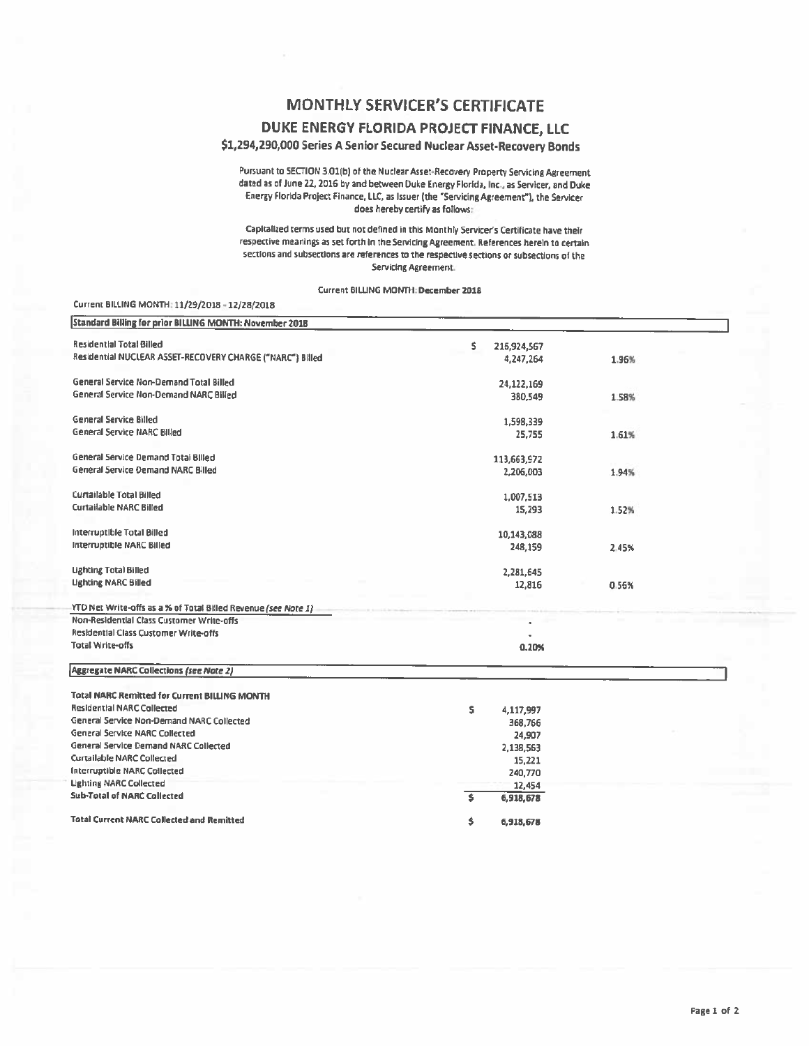# MONTHLY SERVICER'S CERTIFICATE

## DUKE ENERGY FLORIDA PROJECT FINANCE, LLC

### $1,294,290,000 Series A Senior Secured Nuclear Asset-Recovery Bonds

Pursuant to SECTION 3.01(b) of the Nuclear Asset-Recovery Property Servicing Agreement dated as of June 22, 2016 by and between Duke Energy Florida, Inc., as Servicer, and Duke Energy Florida Project Finance, LLC, as Issuer (the "Servicing Agreement"), the Servicer does hereby certify as follows:

Capitalized terms used but not defined in this Monthly Servicer's Certificate have their respective meanings as set forth in the Servicing Agreement. References herein to certain sections and subsections are references to the respective sections or subsections of the Servicing Agreement.

Current BILLING MONTH: December 2018

Current BILLING MONTH: 11/29/2018 - 12/28/2018

| Standard Billing for prior BILLING MONTH: November 2018 | | |
|---|---|---|
| Residential Total Billed | $ 216,924,567 | |
| Residential NUCLEAR ASSET-RECOVERY CHARGE ("NARC") Billed | 4,247,264 | 1.96% |
| General Service Non-Demand Total Billed | 24,122,169 | |
| General Service Non-Demand NARC Billed | 380,549 | 1.58% |
| General Service Billed | 1,598,339 | |
| General Service NARC Billed | 25,755 | 1.61% |
| General Service Demand Total Billed | 113,663,972 | |
| General Service Demand NARC Billed | 2,206,003 | 1.94% |
| Curtailable Total Billed | 1,007,513 | |
| Curtailable NARC Billed | 15,293 | 1.52% |
| Interruptible Total Billed | 10,143,088 | |
| Interruptible NARC Billed | 248,159 | 2.45% |
| Lighting Total Billed | 2,281,645 | |
| Lighting NARC Billed | 12,816 | 0.56% |
| *YTD Net Write-offs as a % of Total Billed Revenue (see Note 1)* | | |
| Non-Residential Class Customer Write-offs | - | |
| Residential Class Customer Write-offs | - | |
| Total Write-offs | 0.20% | |

| Aggregate NARC Collections *(see Note 2)* | |
|---|---|
| **Total NARC Remitted for Current BILLING MONTH** | |
| Residential NARC Collected | $ 4,117,997 |
| General Service Non-Demand NARC Collected | 368,766 |
| General Service NARC Collected | 24,907 |
| General Service Demand NARC Collected | 2,138,563 |
| Curtailable NARC Collected | 15,221 |
| Interruptible NARC Collected | 240,770 |
| Lighting NARC Collected | 12,454 |
| **Sub-Total of NARC Collected** | **$ 6,918,678** |
| **Total Current NARC Collected and Remitted** | **$ 6,918,678** |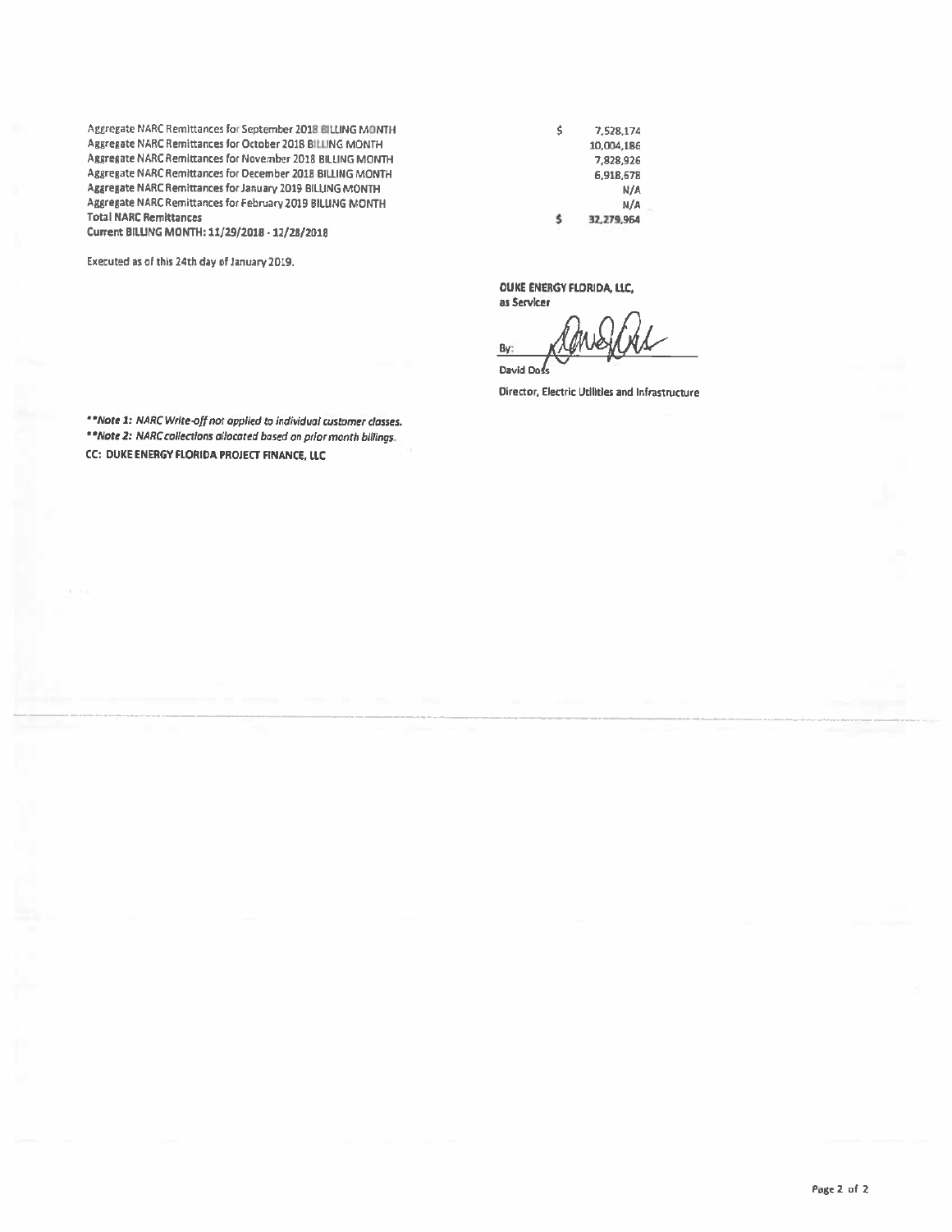| | | |
|---|---|---|
| Aggregate NARC Remittances for September 2018 BILLING MONTH | $ | 7,528,174 |
| Aggregate NARC Remittances for October 2018 BILLING MONTH | | 10,004,186 |
| Aggregate NARC Remittances for November 2018 BILLING MONTH | | 7,828,926 |
| Aggregate NARC Remittances for December 2018 BILLING MONTH | | 6,918,678 |
| Aggregate NARC Remittances for January 2019 BILLING MONTH | | N/A |
| Aggregate NARC Remittances for February 2019 BILLING MONTH | | N/A |
| **Total NARC Remittances** | **$** | **32,279,964** |
| **Current BILLING MONTH: 11/29/2018 - 12/28/2018** | | |

Executed as of this 24th day of January 2019.

**DUKE ENERGY FLORIDA, LLC,**
**as Servicer**

By: 

David Doss

Director, Electric Utilities and Infrastructure

***\*Note 1:*** *NARC Write-off not applied to individual customer classes.*
***\*Note 2:*** *NARC collections allocated based on prior month billings.*
**CC: DUKE ENERGY FLORIDA PROJECT FINANCE, LLC**